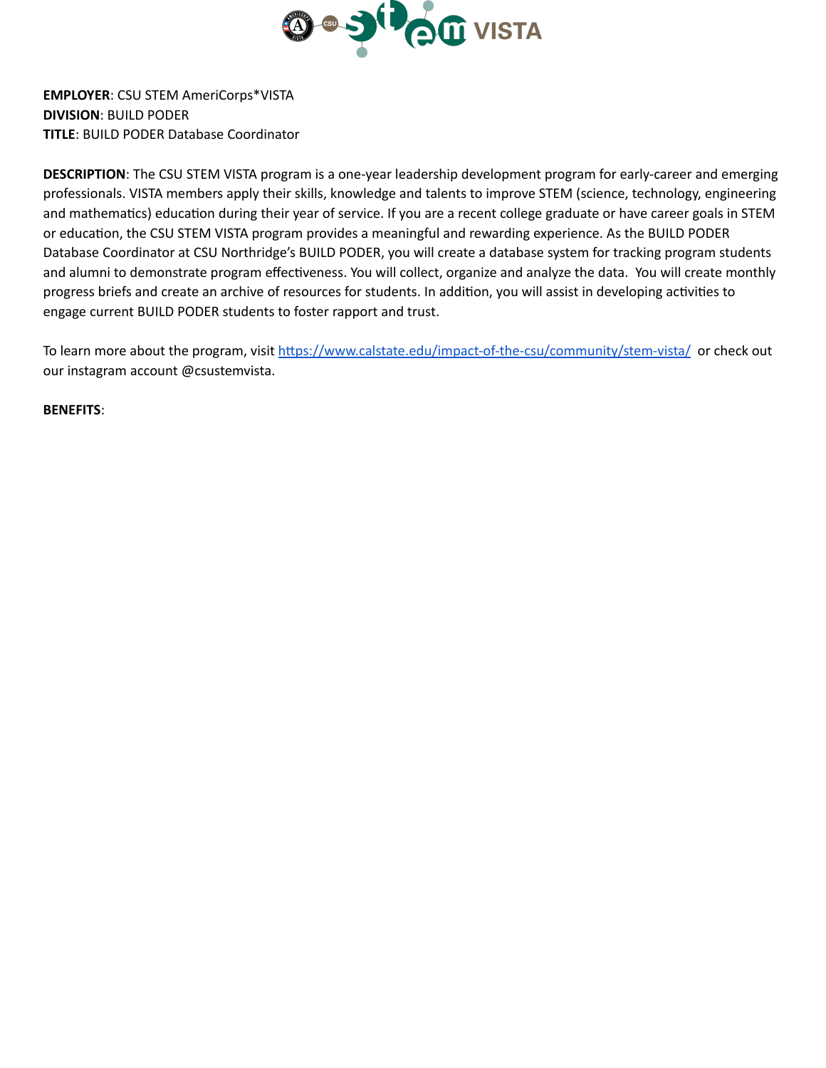**EMPLOYER**: CSU STEM AmeriCorps*VISTA
**DIVISION**: BUILD PODER
**TITLE**: BUILD PODER Database Coordinator

**DESCRIPTION**: The CSU STEM VISTA program is a one-year leadership development program for early-career and emerging professionals. VISTA members apply their skills, knowledge and talents to improve STEM (science, technology, engineering and mathematics) education during their year of service. If you are a recent college graduate or have career goals in STEM or education, the CSU STEM VISTA program provides a meaningful and rewarding experience. As the BUILD PODER Database Coordinator at CSU Northridge's BUILD PODER, you will create a database system for tracking program students and alumni to demonstrate program effectiveness. You will collect, organize and analyze the data. You will create monthly progress briefs and create an archive of resources for students. In addition, you will assist in developing activities to engage current BUILD PODER students to foster rapport and trust.

To learn more about the program, visit [https://www.calstate.edu/impact-of-the-csu/community/stem-vista/](https://www.calstate.edu/impact-of-the-csu/community/stem-vista/) or check out our instagram account @csustemvista.

**BENEFITS**: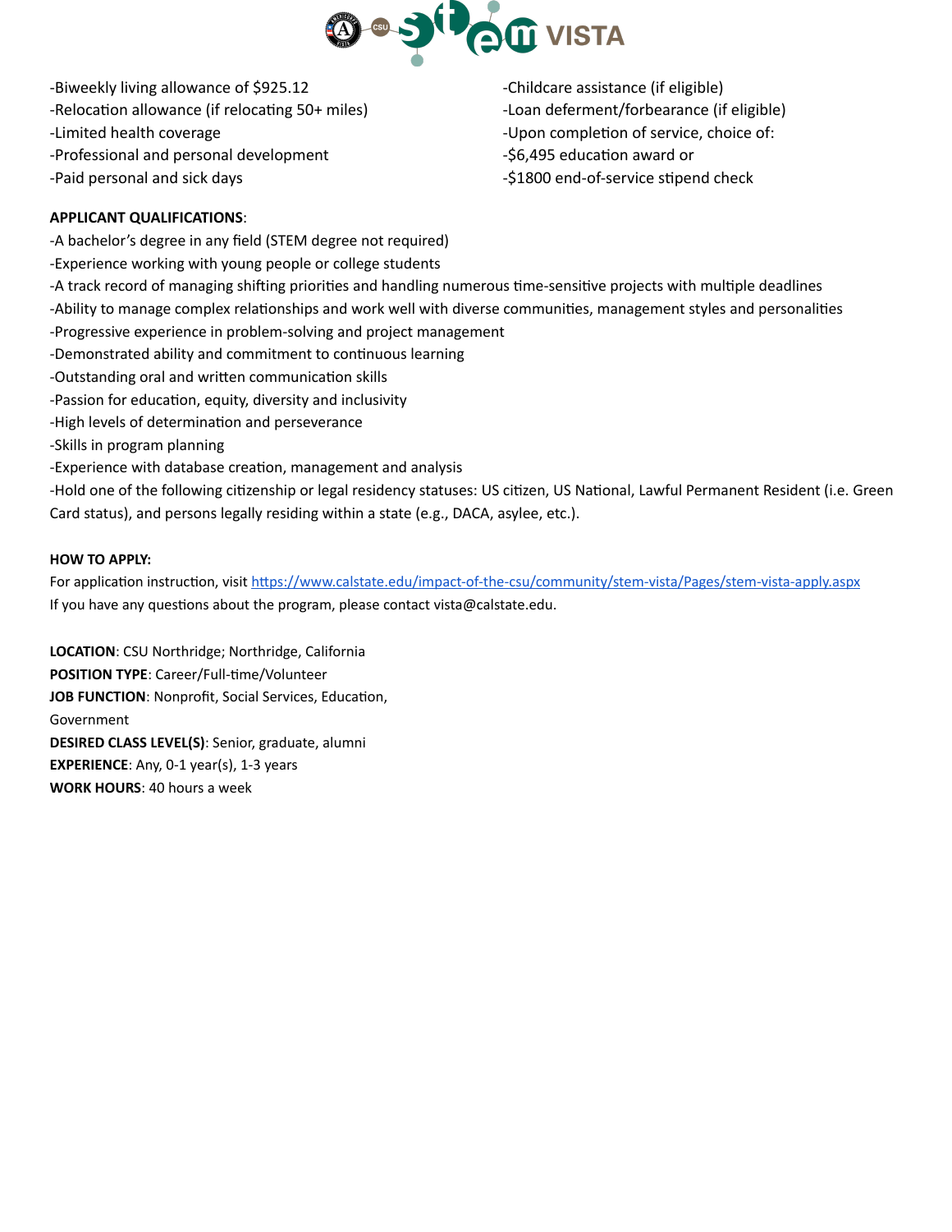-Biweekly living allowance of $925.12
-Relocation allowance (if relocating 50+ miles)
-Limited health coverage
-Professional and personal development
-Paid personal and sick days

-Childcare assistance (if eligible)
-Loan deferment/forbearance (if eligible)
-Upon completion of service, choice of:
-$6,495 education award or
-$1800 end-of-service stipend check

**APPLICANT QUALIFICATIONS**:
-A bachelor's degree in any field (STEM degree not required)
-Experience working with young people or college students
-A track record of managing shifting priorities and handling numerous time-sensitive projects with multiple deadlines
-Ability to manage complex relationships and work well with diverse communities, management styles and personalities
-Progressive experience in problem-solving and project management
-Demonstrated ability and commitment to continuous learning
-Outstanding oral and written communication skills
-Passion for education, equity, diversity and inclusivity
-High levels of determination and perseverance
-Skills in program planning
-Experience with database creation, management and analysis
-Hold one of the following citizenship or legal residency statuses: US citizen, US National, Lawful Permanent Resident (i.e. Green Card status), and persons legally residing within a state (e.g., DACA, asylee, etc.).

**HOW TO APPLY:**
For application instruction, visit https://www.calstate.edu/impact-of-the-csu/community/stem-vista/Pages/stem-vista-apply.aspx
If you have any questions about the program, please contact vista@calstate.edu.

**LOCATION**: CSU Northridge; Northridge, California
**POSITION TYPE**: Career/Full-time/Volunteer
**JOB FUNCTION**: Nonprofit, Social Services, Education, Government
**DESIRED CLASS LEVEL(S)**: Senior, graduate, alumni
**EXPERIENCE**: Any, 0-1 year(s), 1-3 years
**WORK HOURS**: 40 hours a week